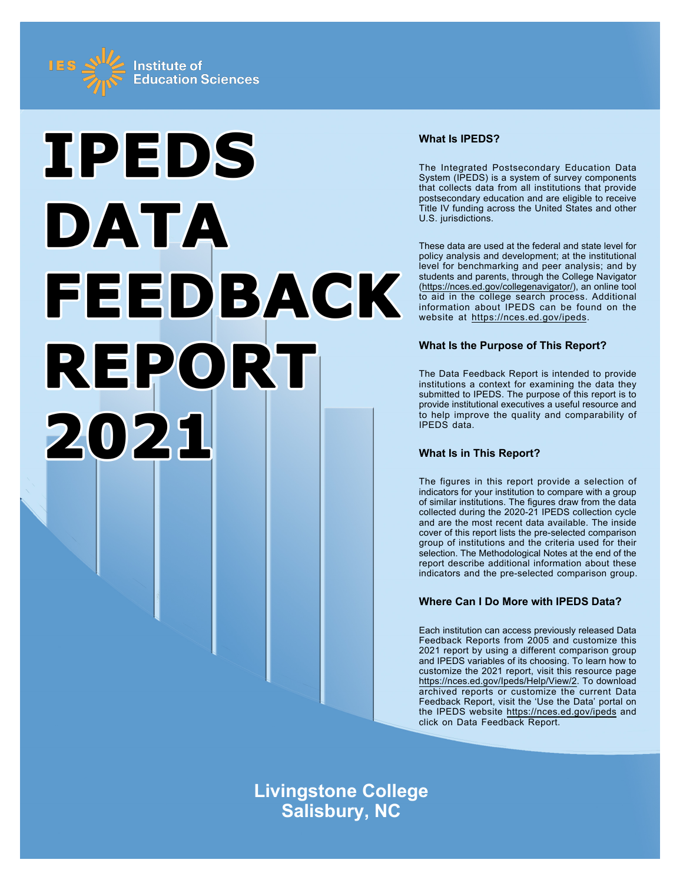IES Institute of Education Sciences

# IPEDS DATA FEEDBACK REPORT 2021

### What Is IPEDS?

The Integrated Postsecondary Education Data System (IPEDS) is a system of survey components that collects data from all institutions that provide postsecondary education and are eligible to receive Title IV funding across the United States and other U.S. jurisdictions.

These data are used at the federal and state level for policy analysis and development; at the institutional level for benchmarking and peer analysis; and by students and parents, through the College Navigator (https://nces.ed.gov/collegenavigator/), an online tool to aid in the college search process. Additional information about IPEDS can be found on the website at https://nces.ed.gov/ipeds.

### What Is the Purpose of This Report?

The Data Feedback Report is intended to provide institutions a context for examining the data they submitted to IPEDS. The purpose of this report is to provide institutional executives a useful resource and to help improve the quality and comparability of IPEDS data.

### What Is in This Report?

The figures in this report provide a selection of indicators for your institution to compare with a group of similar institutions. The figures draw from the data collected during the 2020-21 IPEDS collection cycle and are the most recent data available. The inside cover of this report lists the pre-selected comparison group of institutions and the criteria used for their selection. The Methodological Notes at the end of the report describe additional information about these indicators and the pre-selected comparison group.

### Where Can I Do More with IPEDS Data?

Each institution can access previously released Data Feedback Reports from 2005 and customize this 2021 report by using a different comparison group and IPEDS variables of its choosing. To learn how to customize the 2021 report, visit this resource page https://nces.ed.gov/Ipeds/Help/View/2. To download archived reports or customize the current Data Feedback Report, visit the 'Use the Data' portal on the IPEDS website https://nces.ed.gov/ipeds and click on Data Feedback Report.

**Livingstone College**
**Salisbury, NC**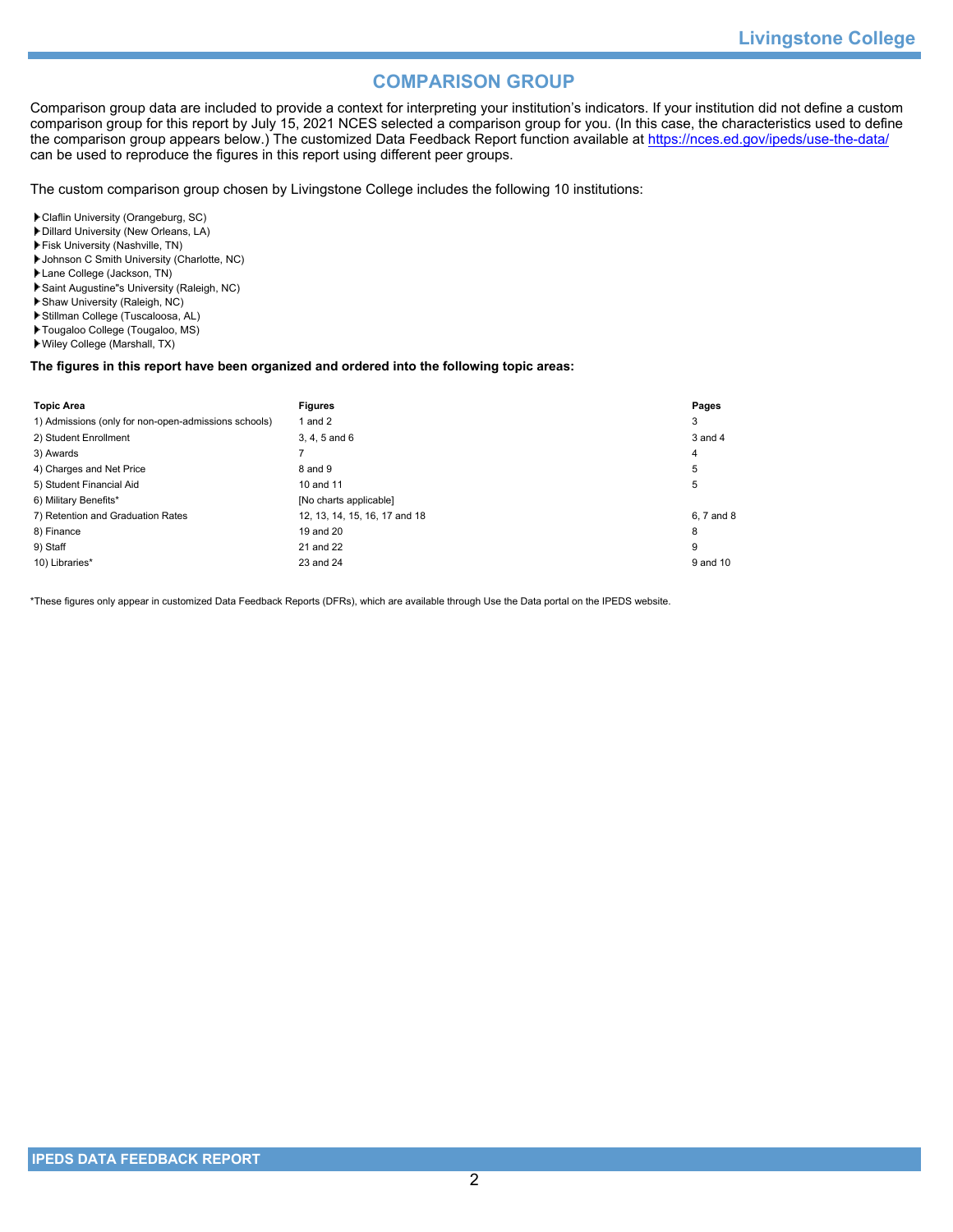# COMPARISON GROUP

Comparison group data are included to provide a context for interpreting your institution's indicators. If your institution did not define a custom comparison group for this report by July 15, 2021 NCES selected a comparison group for you. (In this case, the characteristics used to define the comparison group appears below.) The customized Data Feedback Report function available at https://nces.ed.gov/ipeds/use-the-data/ can be used to reproduce the figures in this report using different peer groups.

The custom comparison group chosen by Livingstone College includes the following 10 institutions:

- Claflin University (Orangeburg, SC)
- Dillard University (New Orleans, LA)
- Fisk University (Nashville, TN)
- Johnson C Smith University (Charlotte, NC)
- Lane College (Jackson, TN)
- Saint Augustine"s University (Raleigh, NC)
- Shaw University (Raleigh, NC)
- Stillman College (Tuscaloosa, AL)
- Tougaloo College (Tougaloo, MS)
- Wiley College (Marshall, TX)

**The figures in this report have been organized and ordered into the following topic areas:**

| Topic Area | Figures | Pages |
|---|---|---|
| 1) Admissions (only for non-open-admissions schools) | 1 and 2 | 3 |
| 2) Student Enrollment | 3, 4, 5 and 6 | 3 and 4 |
| 3) Awards | 7 | 4 |
| 4) Charges and Net Price | 8 and 9 | 5 |
| 5) Student Financial Aid | 10 and 11 | 5 |
| 6) Military Benefits* | [No charts applicable] | |
| 7) Retention and Graduation Rates | 12, 13, 14, 15, 16, 17 and 18 | 6, 7 and 8 |
| 8) Finance | 19 and 20 | 8 |
| 9) Staff | 21 and 22 | 9 |
| 10) Libraries* | 23 and 24 | 9 and 10 |

*These figures only appear in customized Data Feedback Reports (DFRs), which are available through Use the Data portal on the IPEDS website.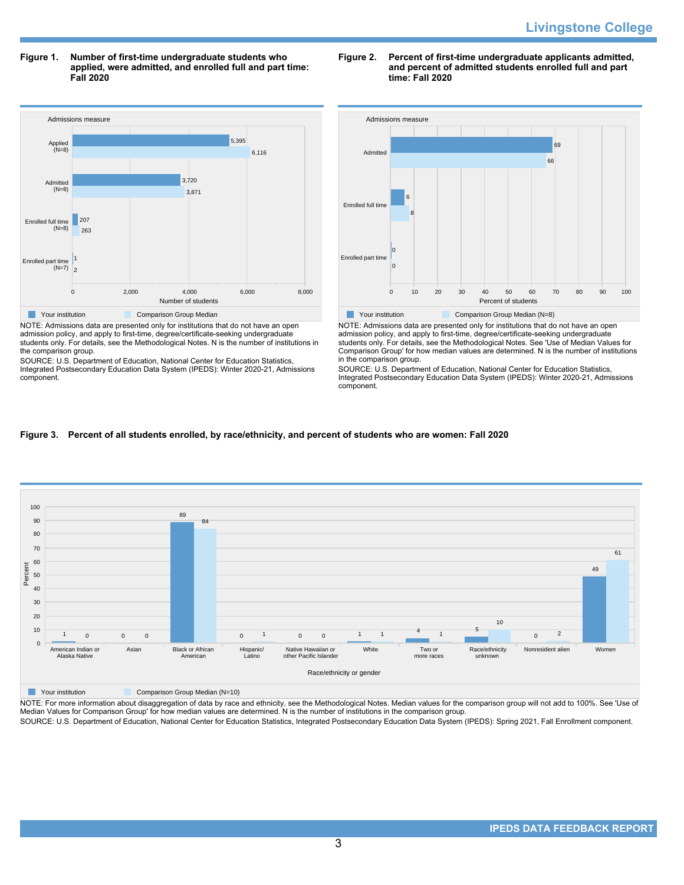## Figure 1. Number of first-time undergraduate students who applied, were admitted, and enrolled full and part time: Fall 2020

| Admissions measure | Your institution | Comparison Group Median |
|---|---|---|
| Applied (N=8) | 5,395 | 6,116 |
| Admitted (N=8) | 3,720 | 3,871 |
| Enrolled full time (N=8) | 207 | 263 |
| Enrolled part time (N=7) | 1 | 2 |

NOTE: Admissions data are presented only for institutions that do not have an open admission policy, and apply to first-time, degree/certificate-seeking undergraduate students only. For details, see the Methodological Notes. N is the number of institutions in the comparison group.

SOURCE: U.S. Department of Education, National Center for Education Statistics, Integrated Postsecondary Education Data System (IPEDS): Winter 2020-21, Admissions component.

## Figure 2. Percent of first-time undergraduate applicants admitted, and percent of admitted students enrolled full and part time: Fall 2020

| Admissions measure | Your institution | Comparison Group Median (N=8) |
|---|---|---|
| Admitted | 69 | 66 |
| Enrolled full time | 6 | 8 |
| Enrolled part time | 0 | 0 |

NOTE: Admissions data are presented only for institutions that do not have an open admission policy, and apply to first-time, degree/certificate-seeking undergraduate students only. For details, see the Methodological Notes. See 'Use of Median Values for Comparison Group' for how median values are determined. N is the number of institutions in the comparison group.

SOURCE: U.S. Department of Education, National Center for Education Statistics, Integrated Postsecondary Education Data System (IPEDS): Winter 2020-21, Admissions component.

## Figure 3. Percent of all students enrolled, by race/ethnicity, and percent of students who are women: Fall 2020

| Race/ethnicity or gender | Your institution | Comparison Group Median (N=10) |
|---|---|---|
| American Indian or Alaska Native | 1 | 0 |
| Asian | 0 | 0 |
| Black or African American | 89 | 84 |
| Hispanic/Latino | 0 | 1 |
| Native Hawaiian or other Pacific Islander | 0 | 0 |
| White | 1 | 1 |
| Two or more races | 4 | 1 |
| Race/ethnicity unknown | 5 | 10 |
| Nonresident alien | 0 | 2 |
| Women | 49 | 61 |

NOTE: For more information about disaggregation of data by race and ethnicity, see the Methodological Notes. Median values for the comparison group will not add to 100%. See 'Use of Median Values for Comparison Group' for how median values are determined. N is the number of institutions in the comparison group.

SOURCE: U.S. Department of Education, National Center for Education Statistics, Integrated Postsecondary Education Data System (IPEDS): Spring 2021, Fall Enrollment component.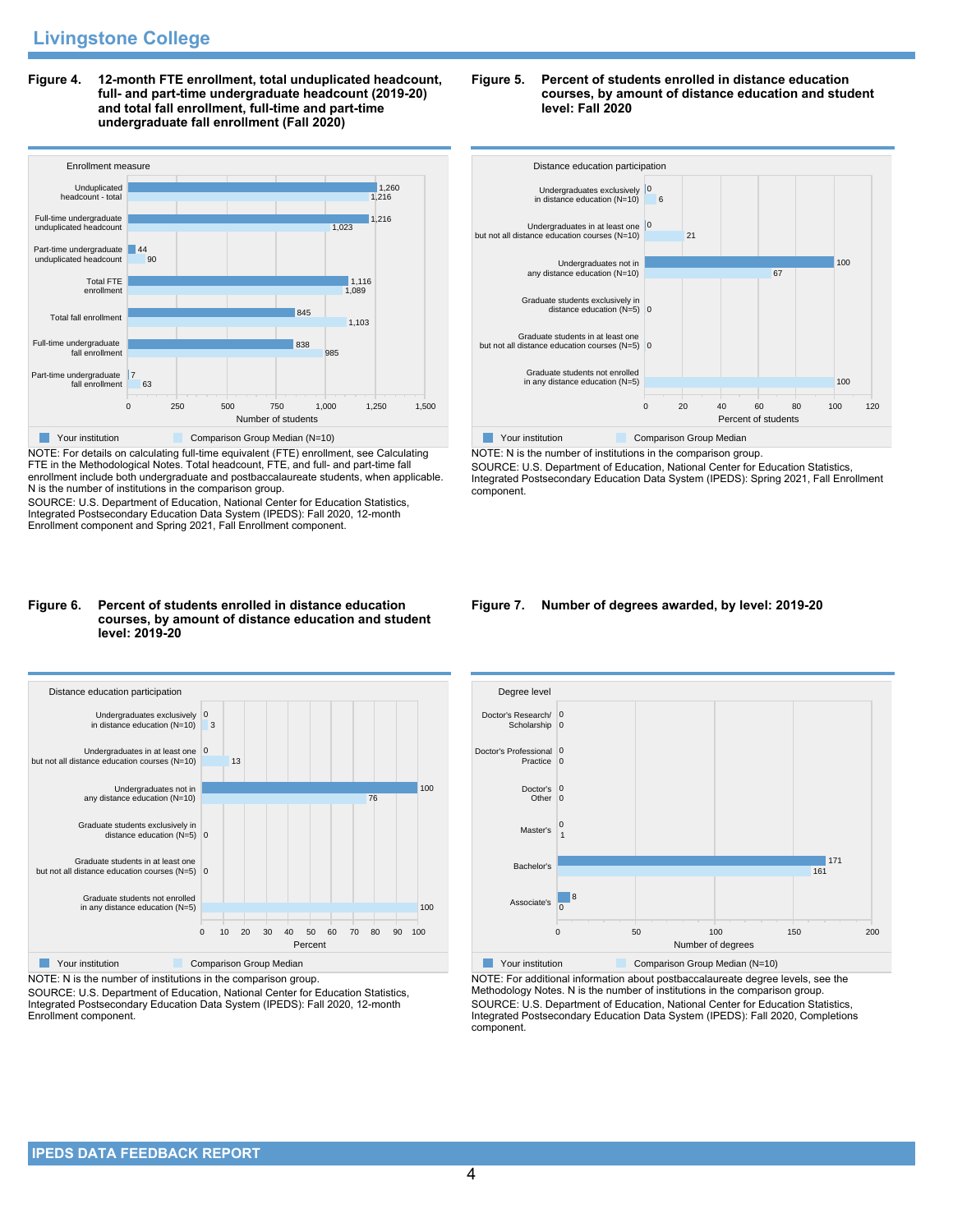## Livingstone College

**Figure 4. 12-month FTE enrollment, total unduplicated headcount, full- and part-time undergraduate headcount (2019-20) and total fall enrollment, full-time and part-time undergraduate fall enrollment (Fall 2020)**

| Enrollment measure | Your institution | Comparison Group Median (N=10) |
| --- | --- | --- |
| Unduplicated headcount - total | 1,260 | 1,216 |
| Full-time undergraduate unduplicated headcount | 1,216 | 1,023 |
| Part-time undergraduate unduplicated headcount | 44 | 90 |
| Total FTE enrollment | 1,116 | 1,089 |
| Total fall enrollment | 845 | 1,103 |
| Full-time undergraduate fall enrollment | 838 | 985 |
| Part-time undergraduate fall enrollment | 7 | 63 |

NOTE: For details on calculating full-time equivalent (FTE) enrollment, see Calculating FTE in the Methodological Notes. Total headcount, FTE, and full- and part-time fall enrollment include both undergraduate and postbaccalaureate students, when applicable. N is the number of institutions in the comparison group.
SOURCE: U.S. Department of Education, National Center for Education Statistics, Integrated Postsecondary Education Data System (IPEDS): Fall 2020, 12-month Enrollment component and Spring 2021, Fall Enrollment component.

**Figure 5. Percent of students enrolled in distance education courses, by amount of distance education and student level: Fall 2020**

| Distance education participation | Your institution | Comparison Group Median |
| --- | --- | --- |
| Undergraduates exclusively in distance education (N=10) | 0 | 6 |
| Undergraduates in at least one but not all distance education courses (N=10) | 0 | 21 |
| Undergraduates not in any distance education (N=10) | 100 | 67 |
| Graduate students exclusively in distance education (N=5) | | 0 |
| Graduate students in at least one but not all distance education courses (N=5) | | 0 |
| Graduate students not enrolled in any distance education (N=5) | | 100 |

NOTE: N is the number of institutions in the comparison group.
SOURCE: U.S. Department of Education, National Center for Education Statistics, Integrated Postsecondary Education Data System (IPEDS): Spring 2021, Fall Enrollment component.

**Figure 6. Percent of students enrolled in distance education courses, by amount of distance education and student level: 2019-20**

| Distance education participation | Your institution | Comparison Group Median |
| --- | --- | --- |
| Undergraduates exclusively in distance education (N=10) | 0 | 3 |
| Undergraduates in at least one but not all distance education courses (N=10) | 0 | 13 |
| Undergraduates not in any distance education (N=10) | 100 | 76 |
| Graduate students exclusively in distance education (N=5) | | 0 |
| Graduate students in at least one but not all distance education courses (N=5) | | 0 |
| Graduate students not enrolled in any distance education (N=5) | | 100 |

NOTE: N is the number of institutions in the comparison group.
SOURCE: U.S. Department of Education, National Center for Education Statistics, Integrated Postsecondary Education Data System (IPEDS): Fall 2020, 12-month Enrollment component.

**Figure 7. Number of degrees awarded, by level: 2019-20**

| Degree level | Your institution | Comparison Group Median (N=10) |
| --- | --- | --- |
| Doctor's Research/ Scholarship | 0 | 0 |
| Doctor's Professional Practice | 0 | 0 |
| Doctor's Other | 0 | 0 |
| Master's | 0 | 1 |
| Bachelor's | 171 | 161 |
| Associate's | 8 | 0 |

NOTE: For additional information about postbaccalaureate degree levels, see the Methodology Notes. N is the number of institutions in the comparison group.
SOURCE: U.S. Department of Education, National Center for Education Statistics, Integrated Postsecondary Education Data System (IPEDS): Fall 2020, Completions component.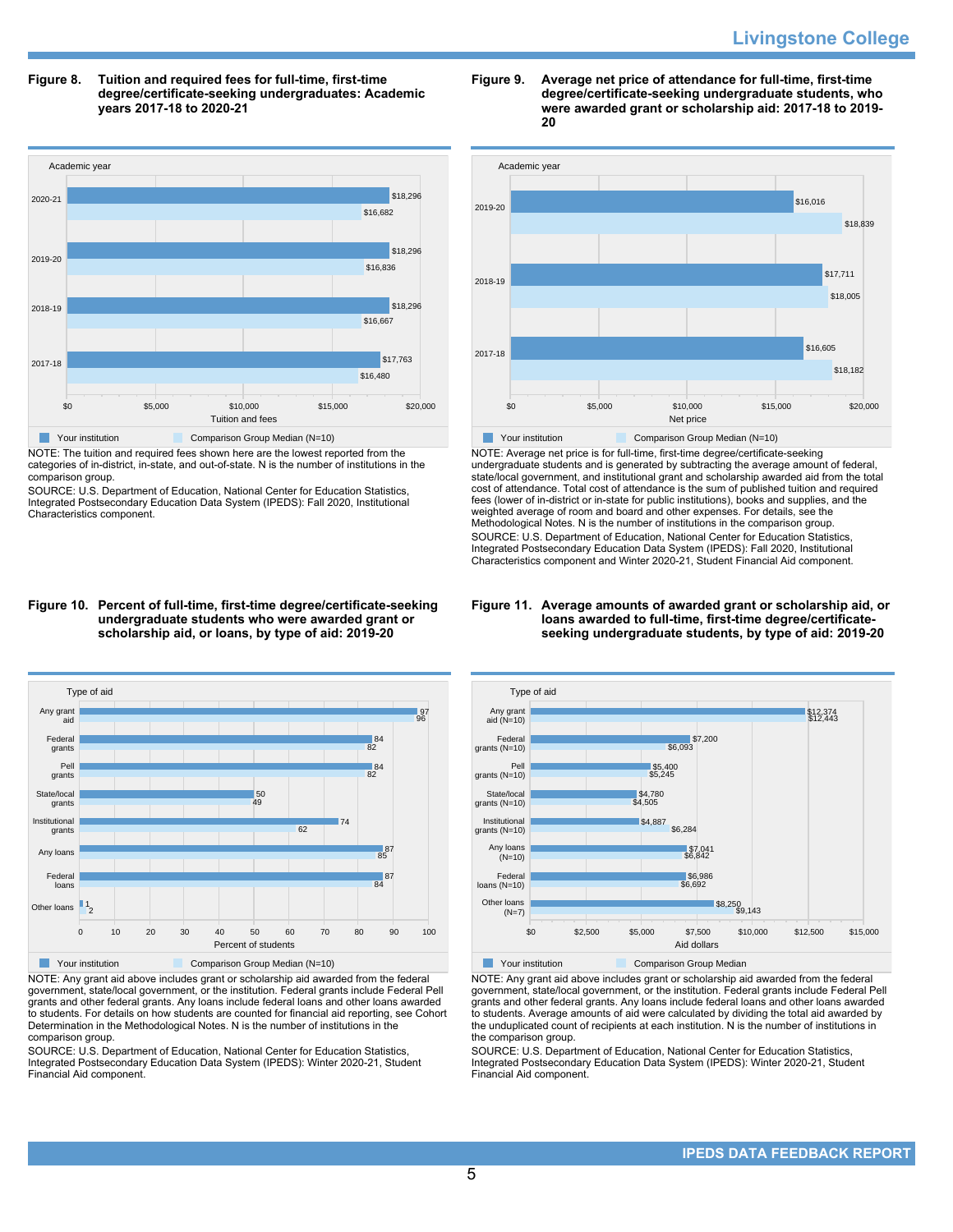**Figure 8. Tuition and required fees for full-time, first-time degree/certificate-seeking undergraduates: Academic years 2017-18 to 2020-21**

| Academic year | Your institution | Comparison Group Median (N=10) |
|---|---|---|
| 2020-21 | $18,296 | $16,682 |
| 2019-20 | $18,296 | $16,836 |
| 2018-19 | $18,296 | $16,667 |
| 2017-18 | $17,763 | $16,480 |

NOTE: The tuition and required fees shown here are the lowest reported from the categories of in-district, in-state, and out-of-state. N is the number of institutions in the comparison group.

SOURCE: U.S. Department of Education, National Center for Education Statistics, Integrated Postsecondary Education Data System (IPEDS): Fall 2020, Institutional Characteristics component.

**Figure 9. Average net price of attendance for full-time, first-time degree/certificate-seeking undergraduate students, who were awarded grant or scholarship aid: 2017-18 to 2019-20**

| Academic year | Your institution | Comparison Group Median (N=10) |
|---|---|---|
| 2019-20 | $16,016 | $18,839 |
| 2018-19 | $17,711 | $18,005 |
| 2017-18 | $16,605 | $18,182 |

NOTE: Average net price is for full-time, first-time degree/certificate-seeking undergraduate students and is generated by subtracting the average amount of federal, state/local government, and institutional grant and scholarship awarded aid from the total cost of attendance. Total cost of attendance is the sum of published tuition and required fees (lower of in-district or in-state for public institutions), books and supplies, and the weighted average of room and board and other expenses. For details, see the Methodological Notes. N is the number of institutions in the comparison group.

SOURCE: U.S. Department of Education, National Center for Education Statistics, Integrated Postsecondary Education Data System (IPEDS): Fall 2020, Institutional Characteristics component and Winter 2020-21, Student Financial Aid component.

**Figure 10. Percent of full-time, first-time degree/certificate-seeking undergraduate students who were awarded grant or scholarship aid, or loans, by type of aid: 2019-20**

| Type of aid | Your institution | Comparison Group Median (N=10) |
|---|---|---|
| Any grant aid | 97 | 96 |
| Federal grants | 84 | 82 |
| Pell grants | 84 | 82 |
| State/local grants | 50 | 49 |
| Institutional grants | 74 | 62 |
| Any loans | 87 | 85 |
| Federal loans | 87 | 84 |
| Other loans | 1 | 2 |

NOTE: Any grant aid above includes grant or scholarship aid awarded from the federal government, state/local government, or the institution. Federal grants include Federal Pell grants and other federal grants. Any loans include federal loans and other loans awarded to students. For details on how students are counted for financial aid reporting, see Cohort Determination in the Methodological Notes. N is the number of institutions in the comparison group.

SOURCE: U.S. Department of Education, National Center for Education Statistics, Integrated Postsecondary Education Data System (IPEDS): Winter 2020-21, Student Financial Aid component.

**Figure 11. Average amounts of awarded grant or scholarship aid, or loans awarded to full-time, first-time degree/certificate-seeking undergraduate students, by type of aid: 2019-20**

| Type of aid | Your institution | Comparison Group Median |
|---|---|---|
| Any grant aid (N=10) | $12,374 | $12,443 |
| Federal grants (N=10) | $7,200 | $6,093 |
| Pell grants (N=10) | $5,400 | $5,245 |
| State/local grants (N=10) | $4,780 | $4,505 |
| Institutional grants (N=10) | $4,887 | $6,284 |
| Any loans (N=10) | $7,041 | $6,842 |
| Federal loans (N=10) | $6,986 | $6,692 |
| Other loans (N=7) | $8,250 | $9,143 |

NOTE: Any grant aid above includes grant or scholarship aid awarded from the federal government, state/local government, or the institution. Federal grants include Federal Pell grants and other federal grants. Any loans include federal loans and other loans awarded to students. Average amounts of aid were calculated by dividing the total aid awarded by the unduplicated count of recipients at each institution. N is the number of institutions in the comparison group.

SOURCE: U.S. Department of Education, National Center for Education Statistics, Integrated Postsecondary Education Data System (IPEDS): Winter 2020-21, Student Financial Aid component.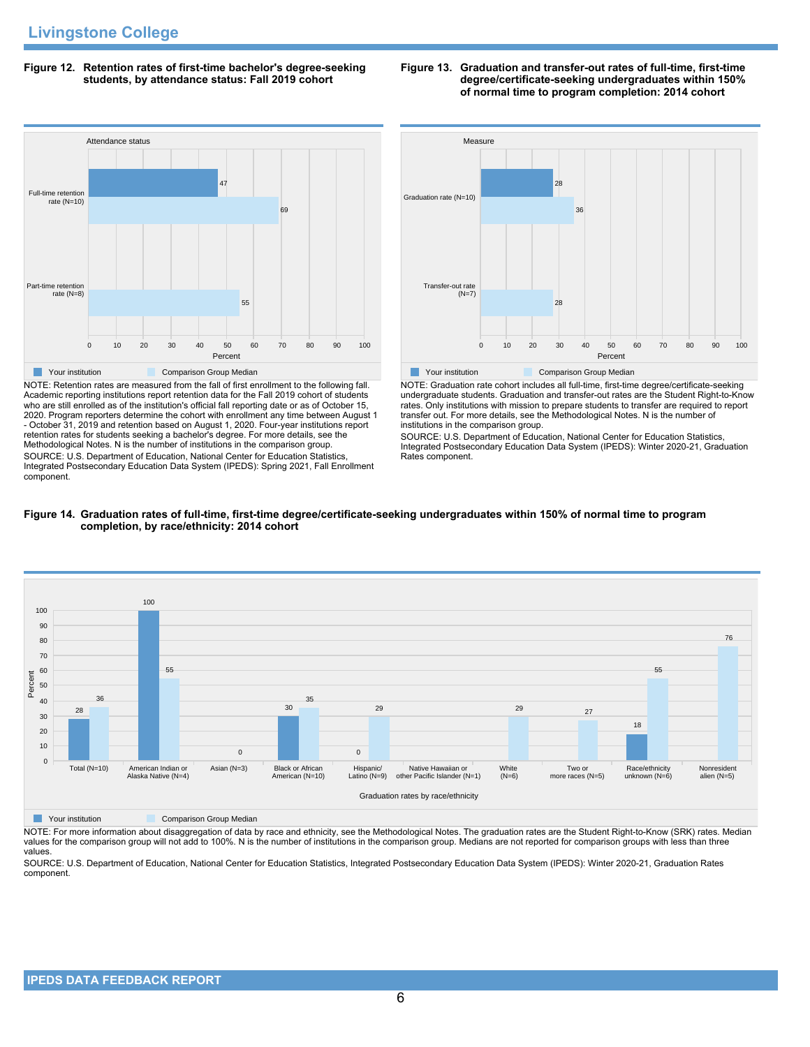## Livingstone College

**Figure 12. Retention rates of first-time bachelor's degree-seeking students, by attendance status: Fall 2019 cohort**

| Attendance status | Your institution | Comparison Group Median |
|---|---|---|
| Full-time retention rate (N=10) | 47 | 69 |
| Part-time retention rate (N=8) | | 55 |

NOTE: Retention rates are measured from the fall of first enrollment to the following fall. Academic reporting institutions report retention data for the Fall 2019 cohort of students who are still enrolled as of the institution's official fall reporting date or as of October 15, 2020. Program reporters determine the cohort with enrollment any time between August 1 - October 31, 2019 and retention based on August 1, 2020. Four-year institutions report retention rates for students seeking a bachelor's degree. For more details, see the Methodological Notes. N is the number of institutions in the comparison group.

SOURCE: U.S. Department of Education, National Center for Education Statistics, Integrated Postsecondary Education Data System (IPEDS): Spring 2021, Fall Enrollment component.

**Figure 13. Graduation and transfer-out rates of full-time, first-time degree/certificate-seeking undergraduates within 150% of normal time to program completion: 2014 cohort**

| Measure | Your institution | Comparison Group Median |
|---|---|---|
| Graduation rate (N=10) | 28 | 36 |
| Transfer-out rate (N=7) | | 28 |

NOTE: Graduation rate cohort includes all full-time, first-time degree/certificate-seeking undergraduate students. Graduation and transfer-out rates are the Student Right-to-Know rates. Only institutions with mission to prepare students to transfer are required to report transfer out. For more details, see the Methodological Notes. N is the number of institutions in the comparison group.

SOURCE: U.S. Department of Education, National Center for Education Statistics, Integrated Postsecondary Education Data System (IPEDS): Winter 2020-21, Graduation Rates component.

**Figure 14. Graduation rates of full-time, first-time degree/certificate-seeking undergraduates within 150% of normal time to program completion, by race/ethnicity: 2014 cohort**

| Graduation rates by race/ethnicity | Your institution | Comparison Group Median |
|---|---|---|
| Total (N=10) | 28 | 36 |
| American Indian or Alaska Native (N=4) | 100 | 55 |
| Asian (N=3) | 0 | |
| Black or African American (N=10) | 30 | 35 |
| Hispanic/ Latino (N=9) | 0 | 29 |
| Native Hawaiian or other Pacific Islander (N=1) | | |
| White (N=6) | | 29 |
| Two or more races (N=5) | | 27 |
| Race/ethnicity unknown (N=6) | 18 | 55 |
| Nonresident alien (N=5) | | 76 |

NOTE: For more information about disaggregation of data by race and ethnicity, see the Methodological Notes. The graduation rates are the Student Right-to-Know (SRK) rates. Median values for the comparison group will not add to 100%. N is the number of institutions in the comparison group. Medians are not reported for comparison groups with less than three values.

SOURCE: U.S. Department of Education, National Center for Education Statistics, Integrated Postsecondary Education Data System (IPEDS): Winter 2020-21, Graduation Rates component.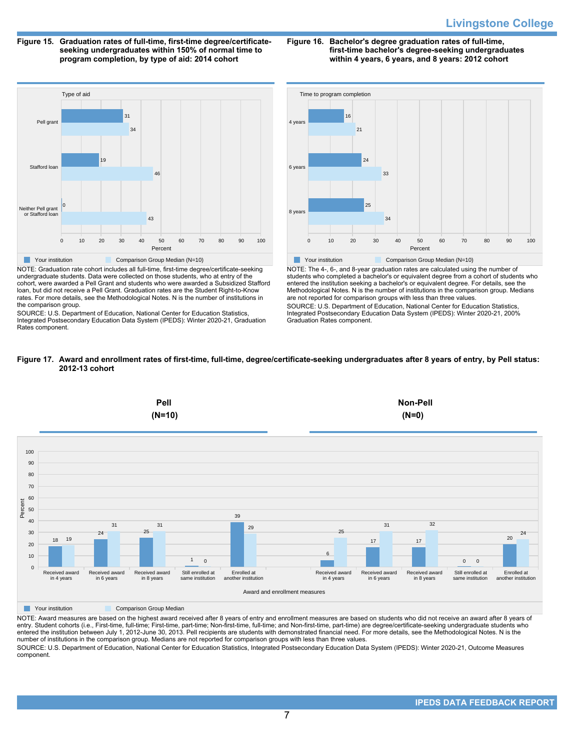## Livingstone College

**Figure 15. Graduation rates of full-time, first-time degree/certificate-seeking undergraduates within 150% of normal time to program completion, by type of aid: 2014 cohort**

| Type of aid | Your institution | Comparison Group Median (N=10) |
|---|---|---|
| Pell grant | 31 | 34 |
| Stafford loan | 19 | 46 |
| Neither Pell grant or Stafford loan | 0 | 43 |

NOTE: Graduation rate cohort includes all full-time, first-time degree/certificate-seeking undergraduate students. Data were collected on those students, who at entry of the cohort, were awarded a Pell Grant and students who were awarded a Subsidized Stafford loan, but did not receive a Pell Grant. Graduation rates are the Student Right-to-Know rates. For more details, see the Methodological Notes. N is the number of institutions in the comparison group.

SOURCE: U.S. Department of Education, National Center for Education Statistics, Integrated Postsecondary Education Data System (IPEDS): Winter 2020-21, Graduation Rates component.

**Figure 16. Bachelor's degree graduation rates of full-time, first-time bachelor's degree-seeking undergraduates within 4 years, 6 years, and 8 years: 2012 cohort**

| Time to program completion | Your institution | Comparison Group Median (N=10) |
|---|---|---|
| 4 years | 16 | 21 |
| 6 years | 24 | 33 |
| 8 years | 25 | 34 |

NOTE: The 4-, 6-, and 8-year graduation rates are calculated using the number of students who completed a bachelor's or equivalent degree from a cohort of students who entered the institution seeking a bachelor's or equivalent degree. For details, see the Methodological Notes. N is the number of institutions in the comparison group. Medians are not reported for comparison groups with less than three values.

SOURCE: U.S. Department of Education, National Center for Education Statistics, Integrated Postsecondary Education Data System (IPEDS): Winter 2020-21, 200% Graduation Rates component.

**Figure 17. Award and enrollment rates of first-time, full-time, degree/certificate-seeking undergraduates after 8 years of entry, by Pell status: 2012-13 cohort**

| Award and enrollment measures | Pell (N=10): Your institution | Pell (N=10): Comparison Group Median | Non-Pell (N=0): Your institution | Non-Pell (N=0): Comparison Group Median |
|---|---|---|---|---|
| Received award in 4 years | 18 | 19 | 6 | 25 |
| Received award in 6 years | 24 | 31 | 17 | 31 |
| Received award in 8 years | 25 | 31 | 17 | 32 |
| Still enrolled at same institution | 1 | 0 | 0 | 0 |
| Enrolled at another institution | 39 | 29 | 20 | 24 |

NOTE: Award measures are based on the highest award received after 8 years of entry and enrollment measures are based on students who did not receive an award after 8 years of entry. Student cohorts (i.e., First-time, full-time; First-time, part-time; Non-first-time, full-time; and Non-first-time, part-time) are degree/certificate-seeking undergraduate students who entered the institution between July 1, 2012-June 30, 2013. Pell recipients are students with demonstrated financial need. For more details, see the Methodological Notes. N is the number of institutions in the comparison group. Medians are not reported for comparison groups with less than three values.

SOURCE: U.S. Department of Education, National Center for Education Statistics, Integrated Postsecondary Education Data System (IPEDS): Winter 2020-21, Outcome Measures component.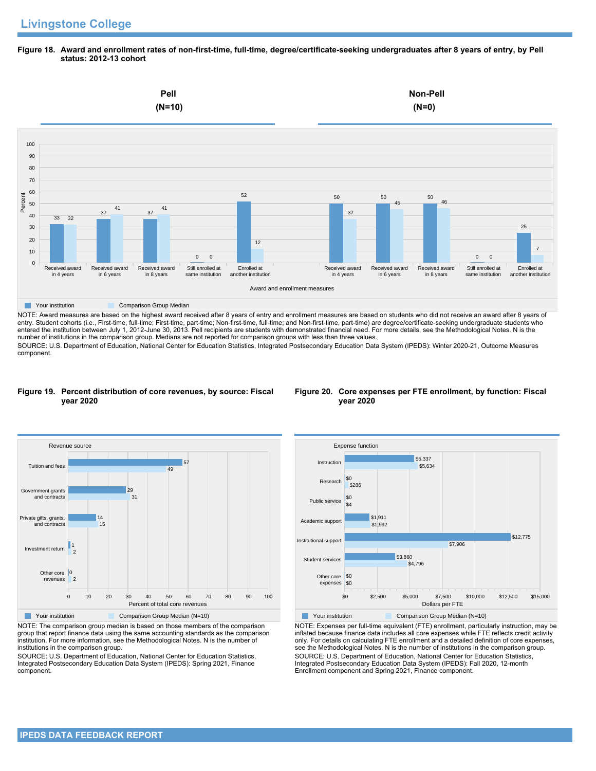# Livingstone College

**Figure 18. Award and enrollment rates of non-first-time, full-time, degree/certificate-seeking undergraduates after 8 years of entry, by Pell status: 2012-13 cohort**

| Award and enrollment measures | Pell (N=10) Your institution | Pell (N=10) Comparison Group Median | Non-Pell (N=0) Your institution | Non-Pell (N=0) Comparison Group Median |
|---|---|---|---|---|
| Received award in 4 years | 33 | 32 | 50 | 37 |
| Received award in 6 years | 37 | 41 | 50 | 45 |
| Received award in 8 years | 37 | 41 | 50 | 46 |
| Still enrolled at same institution | 0 | 0 | 0 | 0 |
| Enrolled at another institution | 52 | 12 | 25 | 7 |

NOTE: Award measures are based on the highest award received after 8 years of entry and enrollment measures are based on students who did not receive an award after 8 years of entry. Student cohorts (i.e., First-time, full-time; First-time, part-time; Non-first-time, full-time; and Non-first-time, part-time) are degree/certificate-seeking undergraduate students who entered the institution between July 1, 2012-June 30, 2013. Pell recipients are students with demonstrated financial need. For more details, see the Methodological Notes. N is the number of institutions in the comparison group. Medians are not reported for comparison groups with less than three values.

SOURCE: U.S. Department of Education, National Center for Education Statistics, Integrated Postsecondary Education Data System (IPEDS): Winter 2020-21, Outcome Measures component.

**Figure 19. Percent distribution of core revenues, by source: Fiscal year 2020**

| Revenue source | Your institution | Comparison Group Median (N=10) |
|---|---|---|
| Tuition and fees | 57 | 49 |
| Government grants and contracts | 29 | 31 |
| Private gifts, grants, and contracts | 14 | 15 |
| Investment return | 1 | 2 |
| Other core revenues | 0 | 2 |

Percent of total core revenues

NOTE: The comparison group median is based on those members of the comparison group that report finance data using the same accounting standards as the comparison institution. For more information, see the Methodological Notes. N is the number of institutions in the comparison group.

SOURCE: U.S. Department of Education, National Center for Education Statistics, Integrated Postsecondary Education Data System (IPEDS): Spring 2021, Finance component.

**Figure 20. Core expenses per FTE enrollment, by function: Fiscal year 2020**

| Expense function | Your institution | Comparison Group Median (N=10) |
|---|---|---|
| Instruction | $5,337 | $5,634 |
| Research | $0 | $286 |
| Public service | $0 | $4 |
| Academic support | $1,911 | $1,992 |
| Institutional support | $12,775 | $7,906 |
| Student services | $3,860 | $4,796 |
| Other core expenses | $0 | $0 |

Dollars per FTE

NOTE: Expenses per full-time equivalent (FTE) enrollment, particularly instruction, may be inflated because finance data includes all core expenses while FTE reflects credit activity only. For details on calculating FTE enrollment and a detailed definition of core expenses, see the Methodological Notes. N is the number of institutions in the comparison group.

SOURCE: U.S. Department of Education, National Center for Education Statistics, Integrated Postsecondary Education Data System (IPEDS): Fall 2020, 12-month Enrollment component and Spring 2021, Finance component.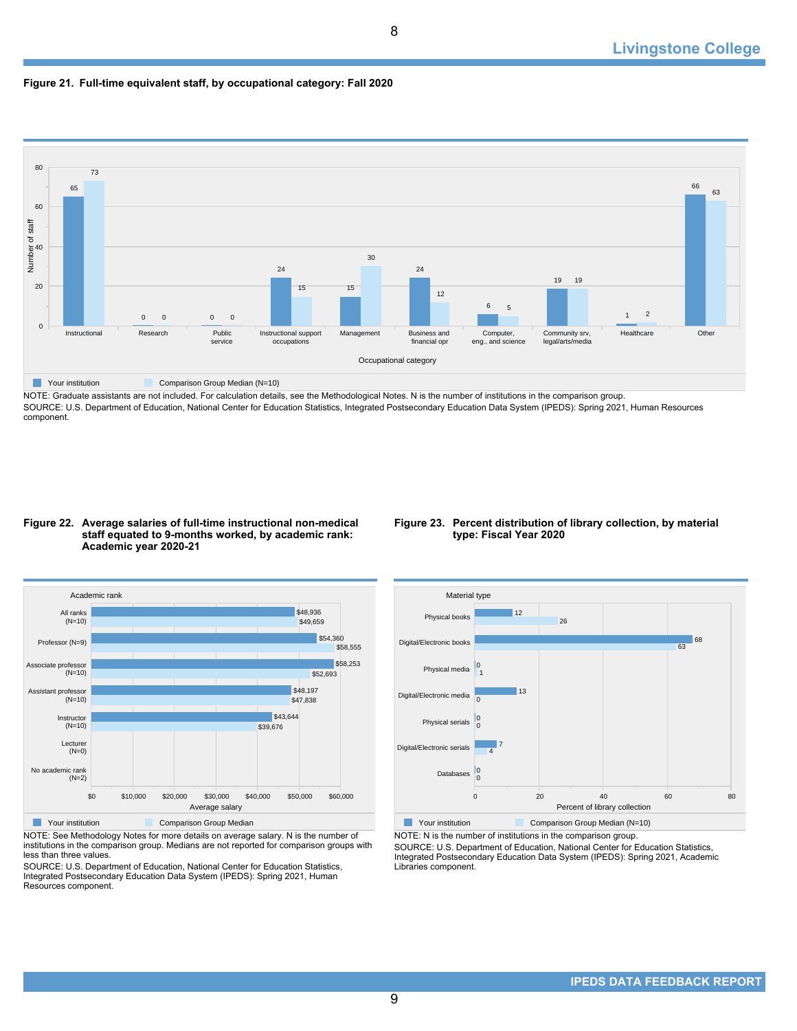## Figure 21. Full-time equivalent staff, by occupational category: Fall 2020

| Occupational category | Your institution | Comparison Group Median (N=10) |
|---|---|---|
| Instructional | 65 | 73 |
| Research | 0 | 0 |
| Public service | 0 | 0 |
| Instructional support occupations | 24 | 15 |
| Management | 15 | 30 |
| Business and financial opr | 24 | 12 |
| Computer, eng., and science | 6 | 5 |
| Community srv, legal/arts/media | 19 | 19 |
| Healthcare | 1 | 2 |
| Other | 66 | 63 |

NOTE: Graduate assistants are not included. For calculation details, see the Methodological Notes. N is the number of institutions in the comparison group.

SOURCE: U.S. Department of Education, National Center for Education Statistics, Integrated Postsecondary Education Data System (IPEDS): Spring 2021, Human Resources component.

## Figure 22. Average salaries of full-time instructional non-medical staff equated to 9-months worked, by academic rank: Academic year 2020-21

| Academic rank | Your institution | Comparison Group Median |
|---|---|---|
| All ranks (N=10) | $48,936 | $49,659 |
| Professor (N=9) | $54,360 | $58,555 |
| Associate professor (N=10) | $58,253 | $52,693 |
| Assistant professor (N=10) | $48,197 | $47,838 |
| Instructor (N=10) | $43,644 | $39,676 |
| Lecturer (N=0) | | |
| No academic rank (N=2) | | |

NOTE: See Methodology Notes for more details on average salary. N is the number of institutions in the comparison group. Medians are not reported for comparison groups with less than three values.

SOURCE: U.S. Department of Education, National Center for Education Statistics, Integrated Postsecondary Education Data System (IPEDS): Spring 2021, Human Resources component.

## Figure 23. Percent distribution of library collection, by material type: Fiscal Year 2020

| Material type | Your institution | Comparison Group Median (N=10) |
|---|---|---|
| Physical books | 12 | 26 |
| Digital/Electronic books | 68 | 63 |
| Physical media | 0 | 1 |
| Digital/Electronic media | 13 | 0 |
| Physical serials | 0 | 0 |
| Digital/Electronic serials | 7 | 4 |
| Databases | 0 | 0 |

NOTE: N is the number of institutions in the comparison group.

SOURCE: U.S. Department of Education, National Center for Education Statistics, Integrated Postsecondary Education Data System (IPEDS): Spring 2021, Academic Libraries component.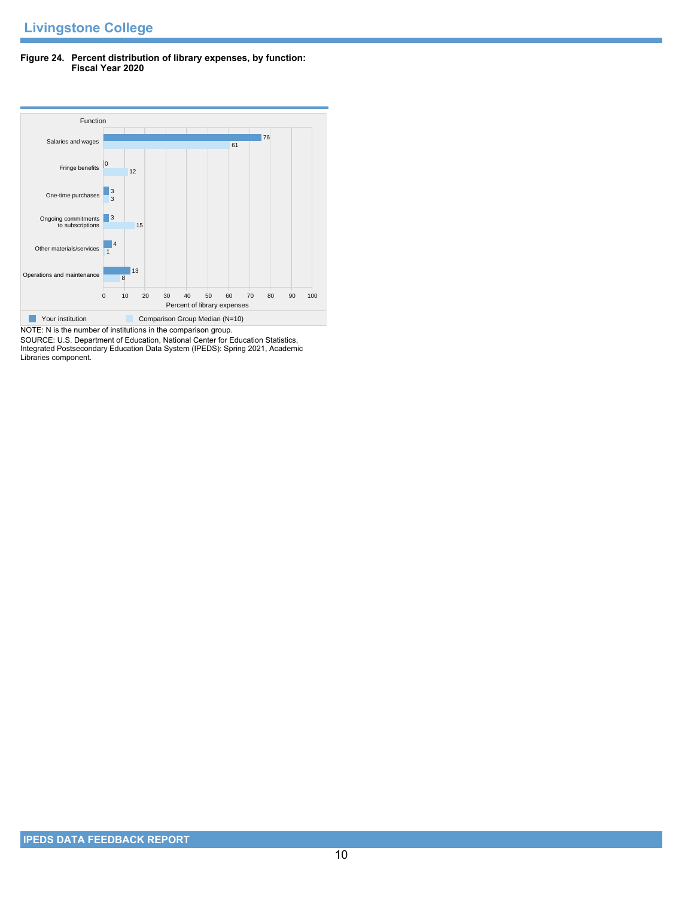## Livingstone College

**Figure 24. Percent distribution of library expenses, by function: Fiscal Year 2020**

| Function | Your institution | Comparison Group Median (N=10) |
|---|---|---|
| Salaries and wages | 76 | 61 |
| Fringe benefits | 0 | 12 |
| One-time purchases | 3 | 3 |
| Ongoing commitments to subscriptions | 3 | 15 |
| Other materials/services | 4 | 1 |
| Operations and maintenance | 13 | 8 |

Percent of library expenses

NOTE: N is the number of institutions in the comparison group.

SOURCE: U.S. Department of Education, National Center for Education Statistics, Integrated Postsecondary Education Data System (IPEDS): Spring 2021, Academic Libraries component.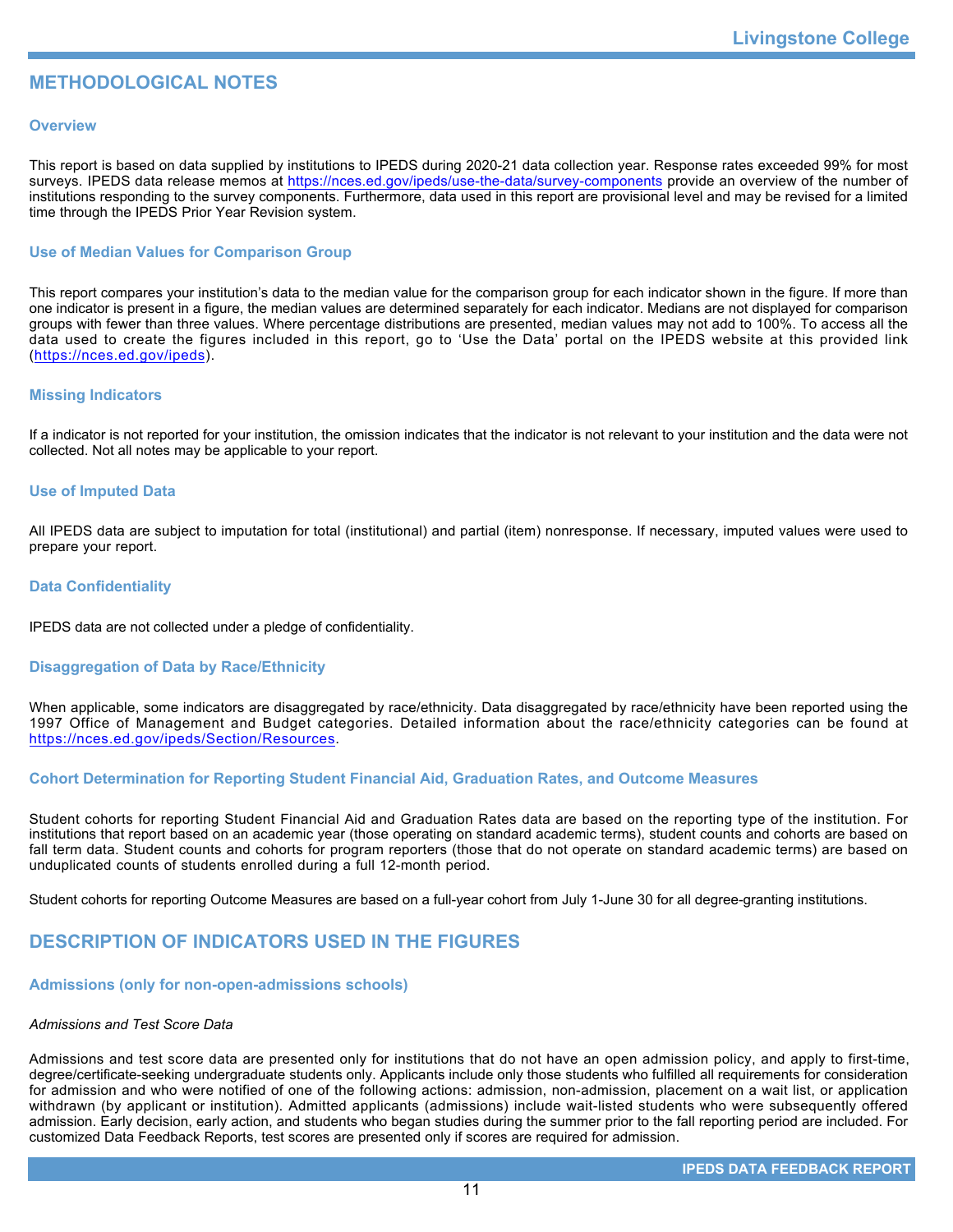## METHODOLOGICAL NOTES

### Overview

This report is based on data supplied by institutions to IPEDS during 2020-21 data collection year. Response rates exceeded 99% for most surveys. IPEDS data release memos at https://nces.ed.gov/ipeds/use-the-data/survey-components provide an overview of the number of institutions responding to the survey components. Furthermore, data used in this report are provisional level and may be revised for a limited time through the IPEDS Prior Year Revision system.

### Use of Median Values for Comparison Group

This report compares your institution's data to the median value for the comparison group for each indicator shown in the figure. If more than one indicator is present in a figure, the median values are determined separately for each indicator. Medians are not displayed for comparison groups with fewer than three values. Where percentage distributions are presented, median values may not add to 100%. To access all the data used to create the figures included in this report, go to 'Use the Data' portal on the IPEDS website at this provided link (https://nces.ed.gov/ipeds).

### Missing Indicators

If a indicator is not reported for your institution, the omission indicates that the indicator is not relevant to your institution and the data were not collected. Not all notes may be applicable to your report.

### Use of Imputed Data

All IPEDS data are subject to imputation for total (institutional) and partial (item) nonresponse. If necessary, imputed values were used to prepare your report.

### Data Confidentiality

IPEDS data are not collected under a pledge of confidentiality.

### Disaggregation of Data by Race/Ethnicity

When applicable, some indicators are disaggregated by race/ethnicity. Data disaggregated by race/ethnicity have been reported using the 1997 Office of Management and Budget categories. Detailed information about the race/ethnicity categories can be found at https://nces.ed.gov/ipeds/Section/Resources.

### Cohort Determination for Reporting Student Financial Aid, Graduation Rates, and Outcome Measures

Student cohorts for reporting Student Financial Aid and Graduation Rates data are based on the reporting type of the institution. For institutions that report based on an academic year (those operating on standard academic terms), student counts and cohorts are based on fall term data. Student counts and cohorts for program reporters (those that do not operate on standard academic terms) are based on unduplicated counts of students enrolled during a full 12-month period.

Student cohorts for reporting Outcome Measures are based on a full-year cohort from July 1-June 30 for all degree-granting institutions.

## DESCRIPTION OF INDICATORS USED IN THE FIGURES

### Admissions (only for non-open-admissions schools)

*Admissions and Test Score Data*

Admissions and test score data are presented only for institutions that do not have an open admission policy, and apply to first-time, degree/certificate-seeking undergraduate students only. Applicants include only those students who fulfilled all requirements for consideration for admission and who were notified of one of the following actions: admission, non-admission, placement on a wait list, or application withdrawn (by applicant or institution). Admitted applicants (admissions) include wait-listed students who were subsequently offered admission. Early decision, early action, and students who began studies during the summer prior to the fall reporting period are included. For customized Data Feedback Reports, test scores are presented only if scores are required for admission.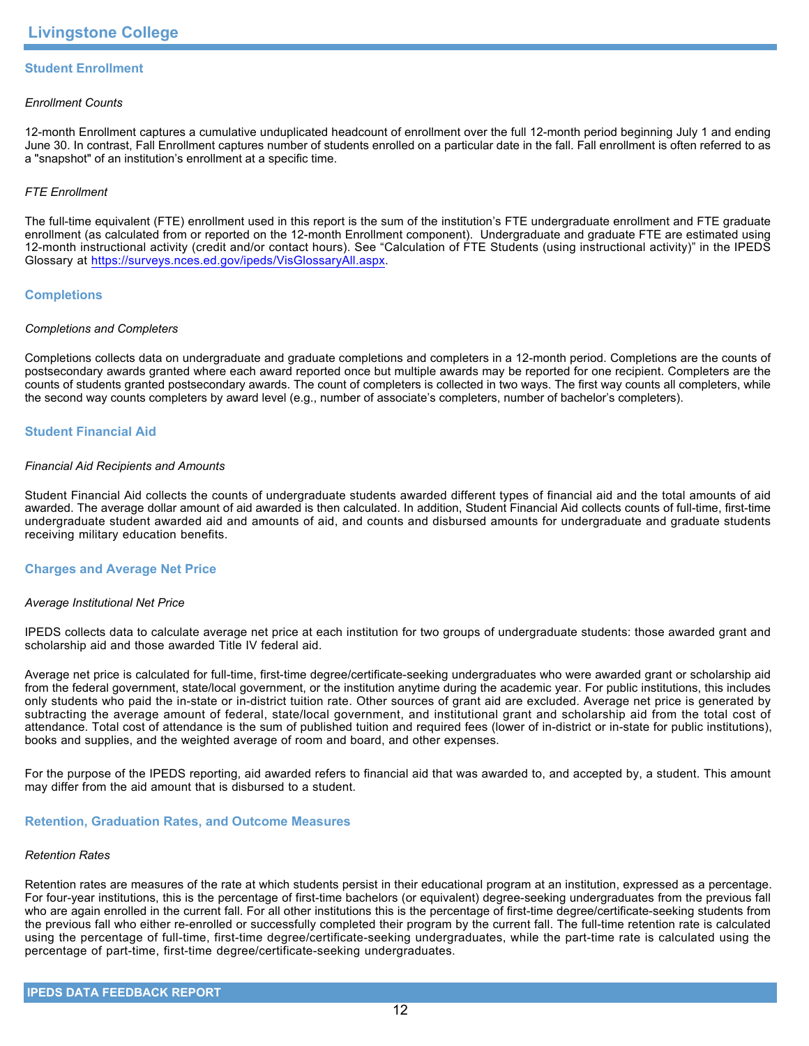## Student Enrollment

*Enrollment Counts*

12-month Enrollment captures a cumulative unduplicated headcount of enrollment over the full 12-month period beginning July 1 and ending June 30. In contrast, Fall Enrollment captures number of students enrolled on a particular date in the fall. Fall enrollment is often referred to as a "snapshot" of an institution's enrollment at a specific time.

*FTE Enrollment*

The full-time equivalent (FTE) enrollment used in this report is the sum of the institution's FTE undergraduate enrollment and FTE graduate enrollment (as calculated from or reported on the 12-month Enrollment component). Undergraduate and graduate FTE are estimated using 12-month instructional activity (credit and/or contact hours). See "Calculation of FTE Students (using instructional activity)" in the IPEDS Glossary at https://surveys.nces.ed.gov/ipeds/VisGlossaryAll.aspx.

## Completions

*Completions and Completers*

Completions collects data on undergraduate and graduate completions and completers in a 12-month period. Completions are the counts of postsecondary awards granted where each award reported once but multiple awards may be reported for one recipient. Completers are the counts of students granted postsecondary awards. The count of completers is collected in two ways. The first way counts all completers, while the second way counts completers by award level (e.g., number of associate's completers, number of bachelor's completers).

## Student Financial Aid

*Financial Aid Recipients and Amounts*

Student Financial Aid collects the counts of undergraduate students awarded different types of financial aid and the total amounts of aid awarded. The average dollar amount of aid awarded is then calculated. In addition, Student Financial Aid collects counts of full-time, first-time undergraduate student awarded aid and amounts of aid, and counts and disbursed amounts for undergraduate and graduate students receiving military education benefits.

## Charges and Average Net Price

*Average Institutional Net Price*

IPEDS collects data to calculate average net price at each institution for two groups of undergraduate students: those awarded grant and scholarship aid and those awarded Title IV federal aid.

Average net price is calculated for full-time, first-time degree/certificate-seeking undergraduates who were awarded grant or scholarship aid from the federal government, state/local government, or the institution anytime during the academic year. For public institutions, this includes only students who paid the in-state or in-district tuition rate. Other sources of grant aid are excluded. Average net price is generated by subtracting the average amount of federal, state/local government, and institutional grant and scholarship aid from the total cost of attendance. Total cost of attendance is the sum of published tuition and required fees (lower of in-district or in-state for public institutions), books and supplies, and the weighted average of room and board, and other expenses.

For the purpose of the IPEDS reporting, aid awarded refers to financial aid that was awarded to, and accepted by, a student. This amount may differ from the aid amount that is disbursed to a student.

## Retention, Graduation Rates, and Outcome Measures

*Retention Rates*

Retention rates are measures of the rate at which students persist in their educational program at an institution, expressed as a percentage. For four-year institutions, this is the percentage of first-time bachelors (or equivalent) degree-seeking undergraduates from the previous fall who are again enrolled in the current fall. For all other institutions this is the percentage of first-time degree/certificate-seeking students from the previous fall who either re-enrolled or successfully completed their program by the current fall. The full-time retention rate is calculated using the percentage of full-time, first-time degree/certificate-seeking undergraduates, while the part-time rate is calculated using the percentage of part-time, first-time degree/certificate-seeking undergraduates.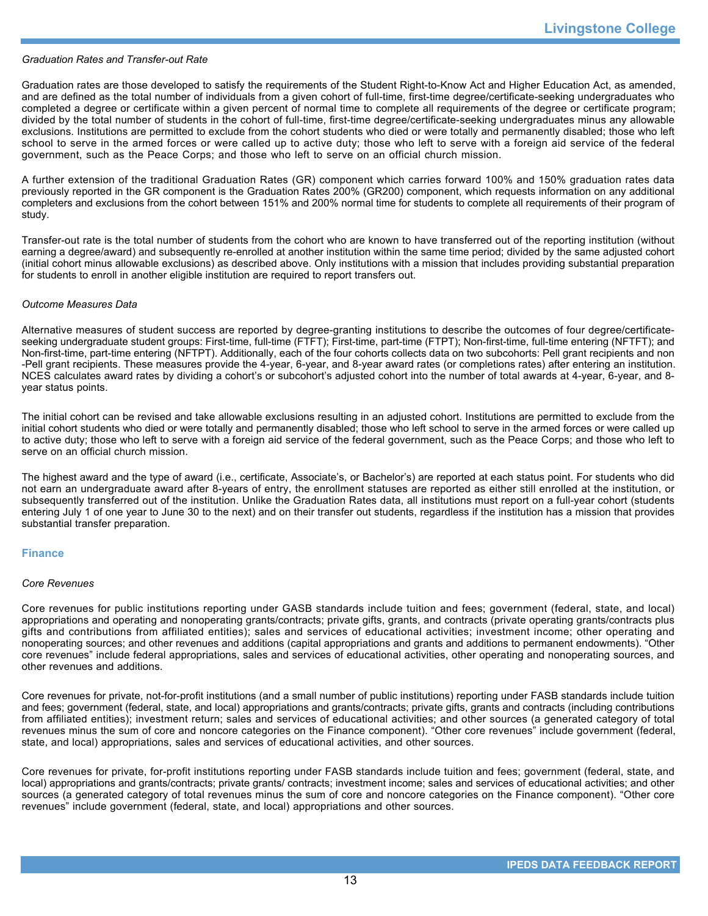*Graduation Rates and Transfer-out Rate*

Graduation rates are those developed to satisfy the requirements of the Student Right-to-Know Act and Higher Education Act, as amended, and are defined as the total number of individuals from a given cohort of full-time, first-time degree/certificate-seeking undergraduates who completed a degree or certificate within a given percent of normal time to complete all requirements of the degree or certificate program; divided by the total number of students in the cohort of full-time, first-time degree/certificate-seeking undergraduates minus any allowable exclusions. Institutions are permitted to exclude from the cohort students who died or were totally and permanently disabled; those who left school to serve in the armed forces or were called up to active duty; those who left to serve with a foreign aid service of the federal government, such as the Peace Corps; and those who left to serve on an official church mission.

A further extension of the traditional Graduation Rates (GR) component which carries forward 100% and 150% graduation rates data previously reported in the GR component is the Graduation Rates 200% (GR200) component, which requests information on any additional completers and exclusions from the cohort between 151% and 200% normal time for students to complete all requirements of their program of study.

Transfer-out rate is the total number of students from the cohort who are known to have transferred out of the reporting institution (without earning a degree/award) and subsequently re-enrolled at another institution within the same time period; divided by the same adjusted cohort (initial cohort minus allowable exclusions) as described above. Only institutions with a mission that includes providing substantial preparation for students to enroll in another eligible institution are required to report transfers out.

*Outcome Measures Data*

Alternative measures of student success are reported by degree-granting institutions to describe the outcomes of four degree/certificate-seeking undergraduate student groups: First-time, full-time (FTFT); First-time, part-time (FTPT); Non-first-time, full-time entering (NFTFT); and Non-first-time, part-time entering (NFTPT). Additionally, each of the four cohorts collects data on two subcohorts: Pell grant recipients and non-Pell grant recipients. These measures provide the 4-year, 6-year, and 8-year award rates (or completions rates) after entering an institution. NCES calculates award rates by dividing a cohort's or subcohort's adjusted cohort into the number of total awards at 4-year, 6-year, and 8-year status points.

The initial cohort can be revised and take allowable exclusions resulting in an adjusted cohort. Institutions are permitted to exclude from the initial cohort students who died or were totally and permanently disabled; those who left school to serve in the armed forces or were called up to active duty; those who left to serve with a foreign aid service of the federal government, such as the Peace Corps; and those who left to serve on an official church mission.

The highest award and the type of award (i.e., certificate, Associate's, or Bachelor's) are reported at each status point. For students who did not earn an undergraduate award after 8-years of entry, the enrollment statuses are reported as either still enrolled at the institution, or subsequently transferred out of the institution. Unlike the Graduation Rates data, all institutions must report on a full-year cohort (students entering July 1 of one year to June 30 to the next) and on their transfer out students, regardless if the institution has a mission that provides substantial transfer preparation.

## Finance

*Core Revenues*

Core revenues for public institutions reporting under GASB standards include tuition and fees; government (federal, state, and local) appropriations and operating and nonoperating grants/contracts; private gifts, grants, and contracts (private operating grants/contracts plus gifts and contributions from affiliated entities); sales and services of educational activities; investment income; other operating and nonoperating sources; and other revenues and additions (capital appropriations and grants and additions to permanent endowments). "Other core revenues" include federal appropriations, sales and services of educational activities, other operating and nonoperating sources, and other revenues and additions.

Core revenues for private, not-for-profit institutions (and a small number of public institutions) reporting under FASB standards include tuition and fees; government (federal, state, and local) appropriations and grants/contracts; private gifts, grants and contracts (including contributions from affiliated entities); investment return; sales and services of educational activities; and other sources (a generated category of total revenues minus the sum of core and noncore categories on the Finance component). "Other core revenues" include government (federal, state, and local) appropriations, sales and services of educational activities, and other sources.

Core revenues for private, for-profit institutions reporting under FASB standards include tuition and fees; government (federal, state, and local) appropriations and grants/contracts; private grants/ contracts; investment income; sales and services of educational activities; and other sources (a generated category of total revenues minus the sum of core and noncore categories on the Finance component). "Other core revenues" include government (federal, state, and local) appropriations and other sources.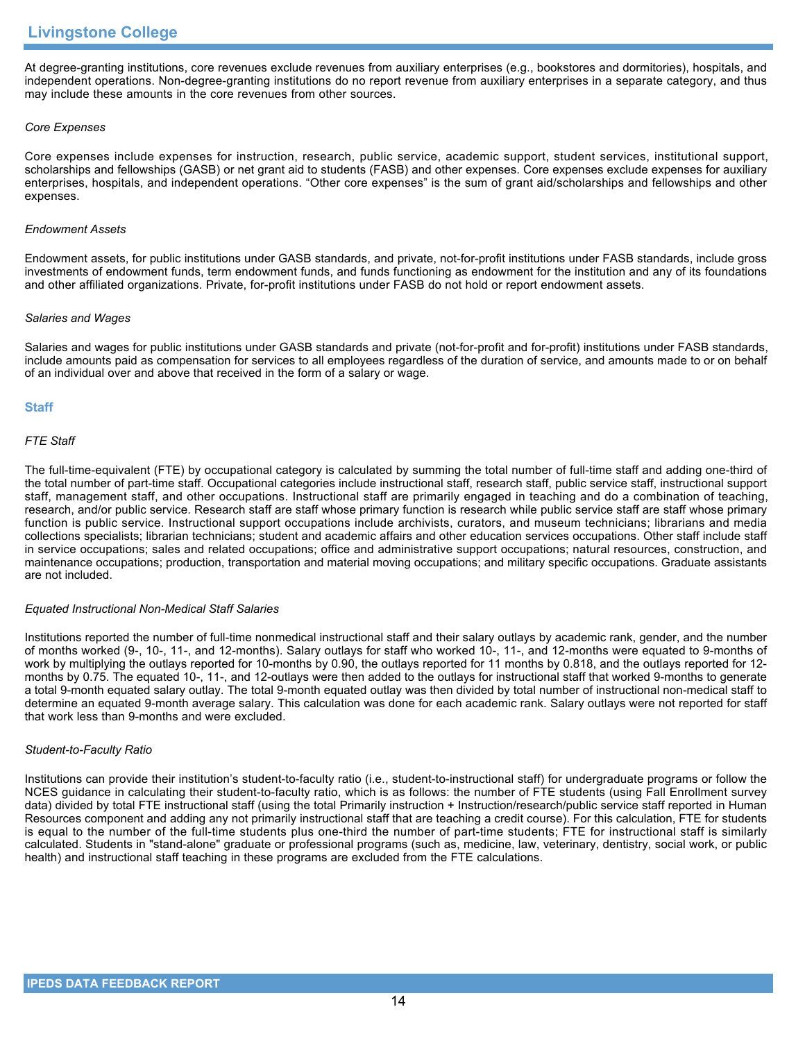At degree-granting institutions, core revenues exclude revenues from auxiliary enterprises (e.g., bookstores and dormitories), hospitals, and independent operations. Non-degree-granting institutions do no report revenue from auxiliary enterprises in a separate category, and thus may include these amounts in the core revenues from other sources.

*Core Expenses*

Core expenses include expenses for instruction, research, public service, academic support, student services, institutional support, scholarships and fellowships (GASB) or net grant aid to students (FASB) and other expenses. Core expenses exclude expenses for auxiliary enterprises, hospitals, and independent operations. "Other core expenses" is the sum of grant aid/scholarships and fellowships and other expenses.

*Endowment Assets*

Endowment assets, for public institutions under GASB standards, and private, not-for-profit institutions under FASB standards, include gross investments of endowment funds, term endowment funds, and funds functioning as endowment for the institution and any of its foundations and other affiliated organizations. Private, for-profit institutions under FASB do not hold or report endowment assets.

*Salaries and Wages*

Salaries and wages for public institutions under GASB standards and private (not-for-profit and for-profit) institutions under FASB standards, include amounts paid as compensation for services to all employees regardless of the duration of service, and amounts made to or on behalf of an individual over and above that received in the form of a salary or wage.

## Staff

*FTE Staff*

The full-time-equivalent (FTE) by occupational category is calculated by summing the total number of full-time staff and adding one-third of the total number of part-time staff. Occupational categories include instructional staff, research staff, public service staff, instructional support staff, management staff, and other occupations. Instructional staff are primarily engaged in teaching and do a combination of teaching, research, and/or public service. Research staff are staff whose primary function is research while public service staff are staff whose primary function is public service. Instructional support occupations include archivists, curators, and museum technicians; librarians and media collections specialists; librarian technicians; student and academic affairs and other education services occupations. Other staff include staff in service occupations; sales and related occupations; office and administrative support occupations; natural resources, construction, and maintenance occupations; production, transportation and material moving occupations; and military specific occupations. Graduate assistants are not included.

*Equated Instructional Non-Medical Staff Salaries*

Institutions reported the number of full-time nonmedical instructional staff and their salary outlays by academic rank, gender, and the number of months worked (9-, 10-, 11-, and 12-months). Salary outlays for staff who worked 10-, 11-, and 12-months were equated to 9-months of work by multiplying the outlays reported for 10-months by 0.90, the outlays reported for 11 months by 0.818, and the outlays reported for 12-months by 0.75. The equated 10-, 11-, and 12-outlays were then added to the outlays for instructional staff that worked 9-months to generate a total 9-month equated salary outlay. The total 9-month equated outlay was then divided by total number of instructional non-medical staff to determine an equated 9-month average salary. This calculation was done for each academic rank. Salary outlays were not reported for staff that work less than 9-months and were excluded.

*Student-to-Faculty Ratio*

Institutions can provide their institution's student-to-faculty ratio (i.e., student-to-instructional staff) for undergraduate programs or follow the NCES guidance in calculating their student-to-faculty ratio, which is as follows: the number of FTE students (using Fall Enrollment survey data) divided by total FTE instructional staff (using the total Primarily instruction + Instruction/research/public service staff reported in Human Resources component and adding any not primarily instructional staff that are teaching a credit course). For this calculation, FTE for students is equal to the number of the full-time students plus one-third the number of part-time students; FTE for instructional staff is similarly calculated. Students in "stand-alone" graduate or professional programs (such as, medicine, law, veterinary, dentistry, social work, or public health) and instructional staff teaching in these programs are excluded from the FTE calculations.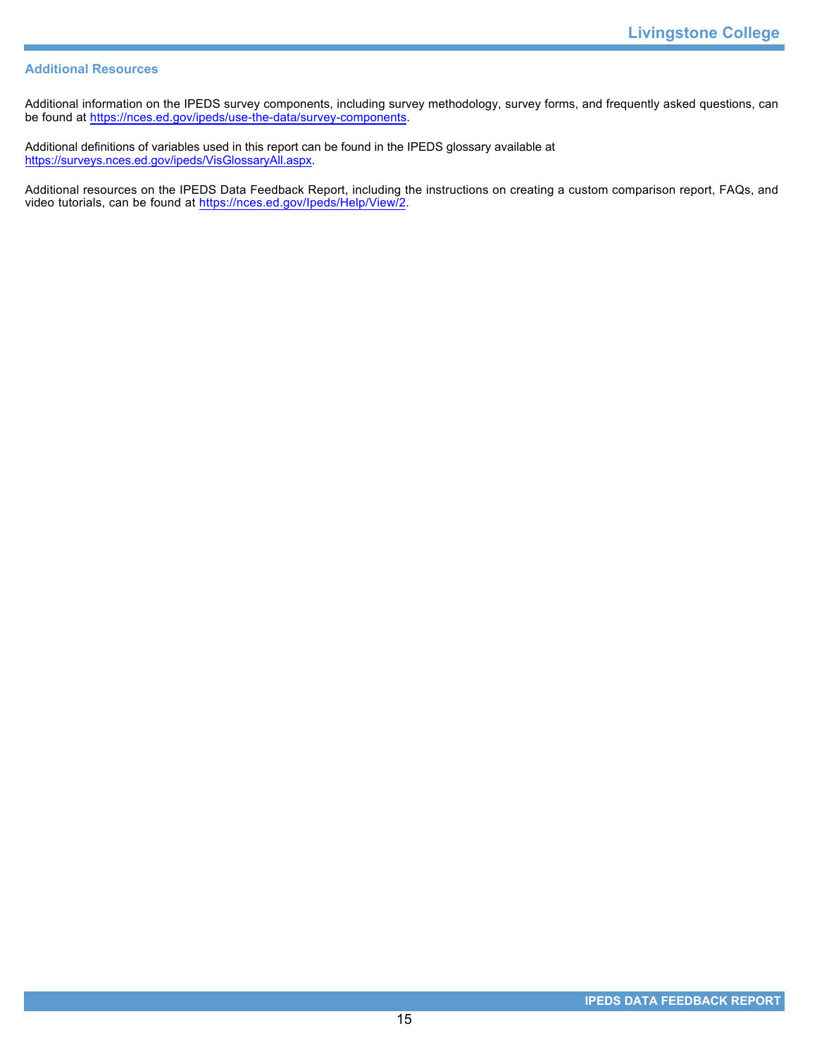## Additional Resources

Additional information on the IPEDS survey components, including survey methodology, survey forms, and frequently asked questions, can be found at https://nces.ed.gov/ipeds/use-the-data/survey-components.

Additional definitions of variables used in this report can be found in the IPEDS glossary available at https://surveys.nces.ed.gov/ipeds/VisGlossaryAll.aspx.

Additional resources on the IPEDS Data Feedback Report, including the instructions on creating a custom comparison report, FAQs, and video tutorials, can be found at https://nces.ed.gov/Ipeds/Help/View/2.